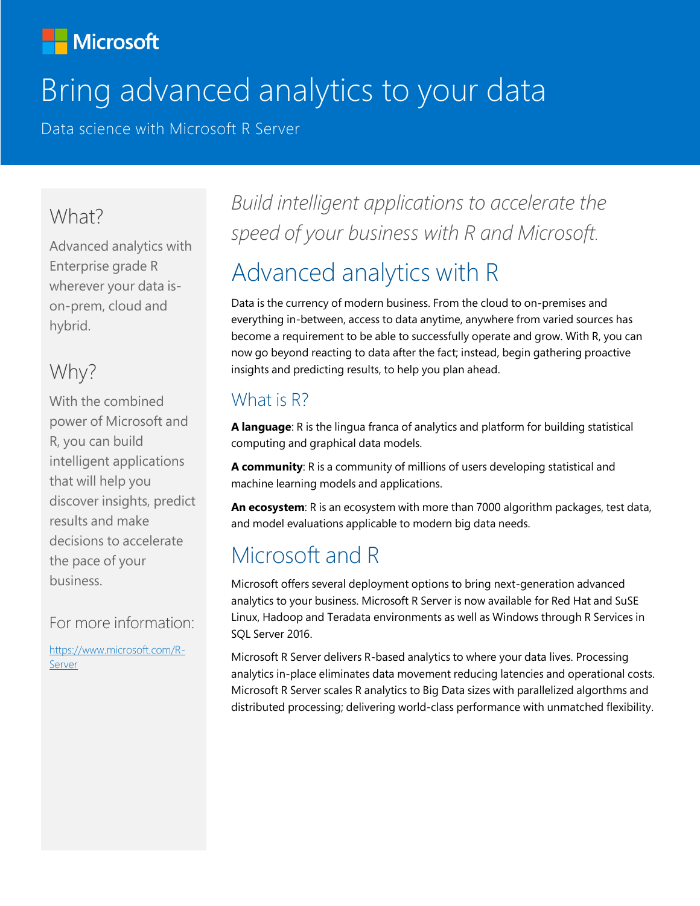Microsoft

# Bring advanced analytics to your data

Data science with Microsoft R Server

## What?

Advanced analytics with Enterprise grade R wherever your data is- on-prem, cloud and hybrid.

## Why?

With the combined power of Microsoft and R, you can build intelligent applications that will help you discover insights, predict results and make decisions to accelerate the pace of your business.

For more information:

[https://www.microsoft.com/R-Server](https://www.microsoft.com/R-Server)

*Build intelligent applications to accelerate the speed of your business with R and Microsoft.*

## Advanced analytics with R

Data is the currency of modern business. From the cloud to on-premises and everything in-between, access to data anytime, anywhere from varied sources has become a requirement to be able to successfully operate and grow. With R, you can now go beyond reacting to data after the fact; instead, begin gathering proactive insights and predicting results, to help you plan ahead.

### What is R?

**A language**: R is the lingua franca of analytics and platform for building statistical computing and graphical data models.

**A community**: R is a community of millions of users developing statistical and machine learning models and applications.

**An ecosystem**: R is an ecosystem with more than 7000 algorithm packages, test data, and model evaluations applicable to modern big data needs.

## Microsoft and R

Microsoft offers several deployment options to bring next-generation advanced analytics to your business. Microsoft R Server is now available for Red Hat and SuSE Linux, Hadoop and Teradata environments as well as Windows through R Services in SQL Server 2016.

Microsoft R Server delivers R-based analytics to where your data lives. Processing analytics in-place eliminates data movement reducing latencies and operational costs. Microsoft R Server scales R analytics to Big Data sizes with parallelized algorthms and distributed processing; delivering world-class performance with unmatched flexibility.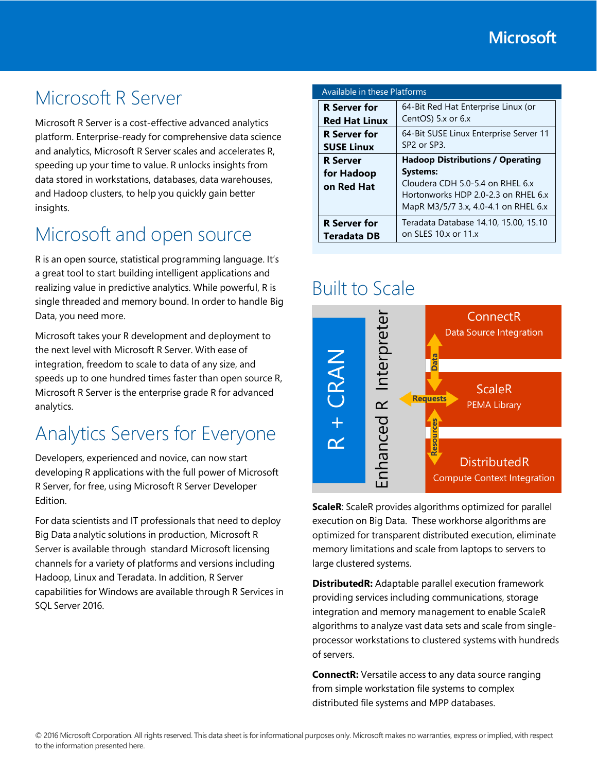# Microsoft R Server

Microsoft R Server is a cost-effective advanced analytics platform. Enterprise-ready for comprehensive data science and analytics, Microsoft R Server scales and accelerates R, speeding up your time to value. R unlocks insights from data stored in workstations, databases, data warehouses, and Hadoop clusters, to help you quickly gain better insights.

## Microsoft and open source

R is an open source, statistical programming language. It's a great tool to start building intelligent applications and realizing value in predictive analytics. While powerful, R is single threaded and memory bound. In order to handle Big Data, you need more.

Microsoft takes your R development and deployment to the next level with Microsoft R Server. With ease of integration, freedom to scale to data of any size, and speeds up to one hundred times faster than open source R, Microsoft R Server is the enterprise grade R for advanced analytics.

## Analytics Servers for Everyone

Developers, experienced and novice, can now start developing R applications with the full power of Microsoft R Server, for free, using Microsoft R Server Developer Edition.

For data scientists and IT professionals that need to deploy Big Data analytic solutions in production, Microsoft R Server is available through standard Microsoft licensing channels for a variety of platforms and versions including Hadoop, Linux and Teradata. In addition, R Server capabilities for Windows are available through R Services in SQL Server 2016.

| Available in these Platforms | |
|---|---|
| **R Server for Red Hat Linux** | 64-Bit Red Hat Enterprise Linux (or CentOS) 5.x or 6.x |
| **R Server for SUSE Linux** | 64-Bit SUSE Linux Enterprise Server 11 SP2 or SP3. |
| **R Server for Hadoop on Red Hat** | **Hadoop Distributions / Operating Systems:** Cloudera CDH 5.0-5.4 on RHEL 6.x Hortonworks HDP 2.0-2.3 on RHEL 6.x MapR M3/5/7 3.x, 4.0-4.1 on RHEL 6.x |
| **R Server for Teradata DB** | Teradata Database 14.10, 15.00, 15.10 on SLES 10.x or 11.x |

## Built to Scale

R + CRAN

Enhanced R Interpreter

ConnectR

Data Source Integration

Data

Requests

ScaleR

PEMA Library

Resources

DistributedR

Compute Context Integration

**ScaleR**: ScaleR provides algorithms optimized for parallel execution on Big Data. These workhorse algorithms are optimized for transparent distributed execution, eliminate memory limitations and scale from laptops to servers to large clustered systems.

**DistributedR:** Adaptable parallel execution framework providing services including communications, storage integration and memory management to enable ScaleR algorithms to analyze vast data sets and scale from single-processor workstations to clustered systems with hundreds of servers.

**ConnectR:** Versatile access to any data source ranging from simple workstation file systems to complex distributed file systems and MPP databases.

© 2016 Microsoft Corporation. All rights reserved. This data sheet is for informational purposes only. Microsoft makes no warranties, express or implied, with respect to the information presented here.